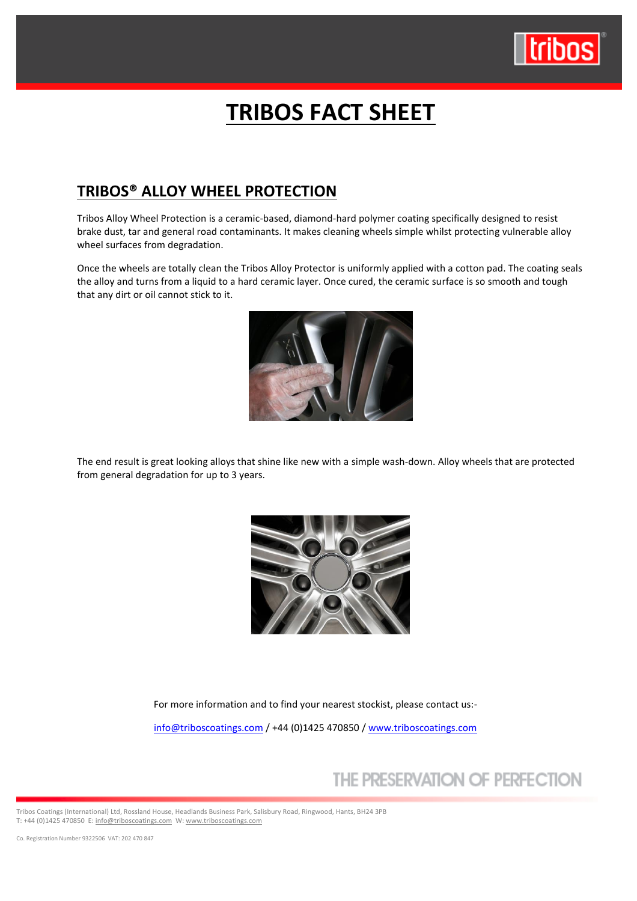# TRIBOS FACT SHEET

## TRIBOS® ALLOY WHEEL PROTECTION

Tribos Alloy Wheel Protection is a ceramic-based, diamond-hard polymer coating specifically designed to resist brake dust, tar and general road contaminants. It makes cleaning wheels simple whilst protecting vulnerable alloy wheel surfaces from degradation.

Once the wheels are totally clean the Tribos Alloy Protector is uniformly applied with a cotton pad. The coating seals the alloy and turns from a liquid to a hard ceramic layer. Once cured, the ceramic surface is so smooth and tough that any dirt or oil cannot stick to it.

The end result is great looking alloys that shine like new with a simple wash-down. Alloy wheels that are protected from general degradation for up to 3 years.

For more information and to find your nearest stockist, please contact us:-

info@triboscoatings.com / +44 (0)1425 470850 / www.triboscoatings.com

THE PRESERVATION OF PERFECTION

Tribos Coatings (International) Ltd, Rossland House, Headlands Business Park, Salisbury Road, Ringwood, Hants, BH24 3PB
T: +44 (0)1425 470850 E: info@triboscoatings.com W: www.triboscoatings.com

Co. Registration Number 9322506 VAT: 202 470 847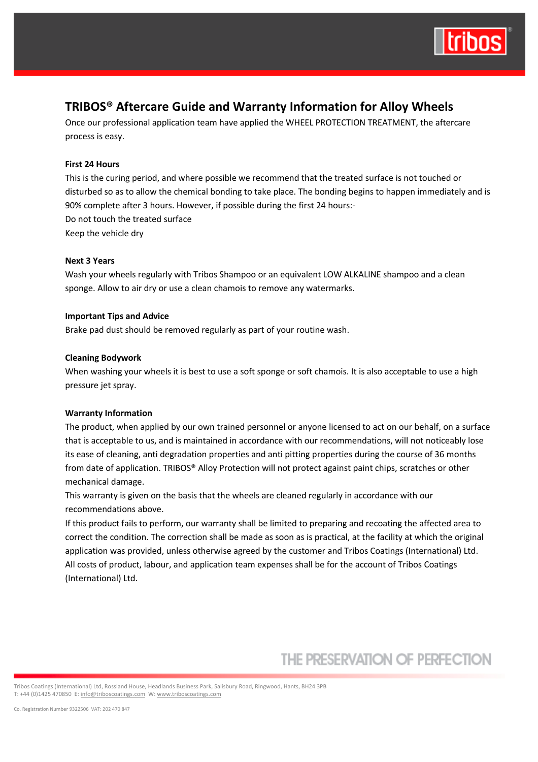# TRIBOS® Aftercare Guide and Warranty Information for Alloy Wheels

Once our professional application team have applied the WHEEL PROTECTION TREATMENT, the aftercare process is easy.

**First 24 Hours**

This is the curing period, and where possible we recommend that the treated surface is not touched or disturbed so as to allow the chemical bonding to take place. The bonding begins to happen immediately and is 90% complete after 3 hours. However, if possible during the first 24 hours:-

Do not touch the treated surface

Keep the vehicle dry

**Next 3 Years**

Wash your wheels regularly with Tribos Shampoo or an equivalent LOW ALKALINE shampoo and a clean sponge. Allow to air dry or use a clean chamois to remove any watermarks.

**Important Tips and Advice**

Brake pad dust should be removed regularly as part of your routine wash.

**Cleaning Bodywork**

When washing your wheels it is best to use a soft sponge or soft chamois. It is also acceptable to use a high pressure jet spray.

**Warranty Information**

The product, when applied by our own trained personnel or anyone licensed to act on our behalf, on a surface that is acceptable to us, and is maintained in accordance with our recommendations, will not noticeably lose its ease of cleaning, anti degradation properties and anti pitting properties during the course of 36 months from date of application. TRIBOS® Alloy Protection will not protect against paint chips, scratches or other mechanical damage.

This warranty is given on the basis that the wheels are cleaned regularly in accordance with our recommendations above.

If this product fails to perform, our warranty shall be limited to preparing and recoating the affected area to correct the condition. The correction shall be made as soon as is practical, at the facility at which the original application was provided, unless otherwise agreed by the customer and Tribos Coatings (International) Ltd. All costs of product, labour, and application team expenses shall be for the account of Tribos Coatings (International) Ltd.

THE PRESERVATION OF PERFECTION

Tribos Coatings (International) Ltd, Rossland House, Headlands Business Park, Salisbury Road, Ringwood, Hants, BH24 3PB
T: +44 (0)1425 470850 E: info@triboscoatings.com W: www.triboscoatings.com

Co. Registration Number 9322506 VAT: 202 470 847